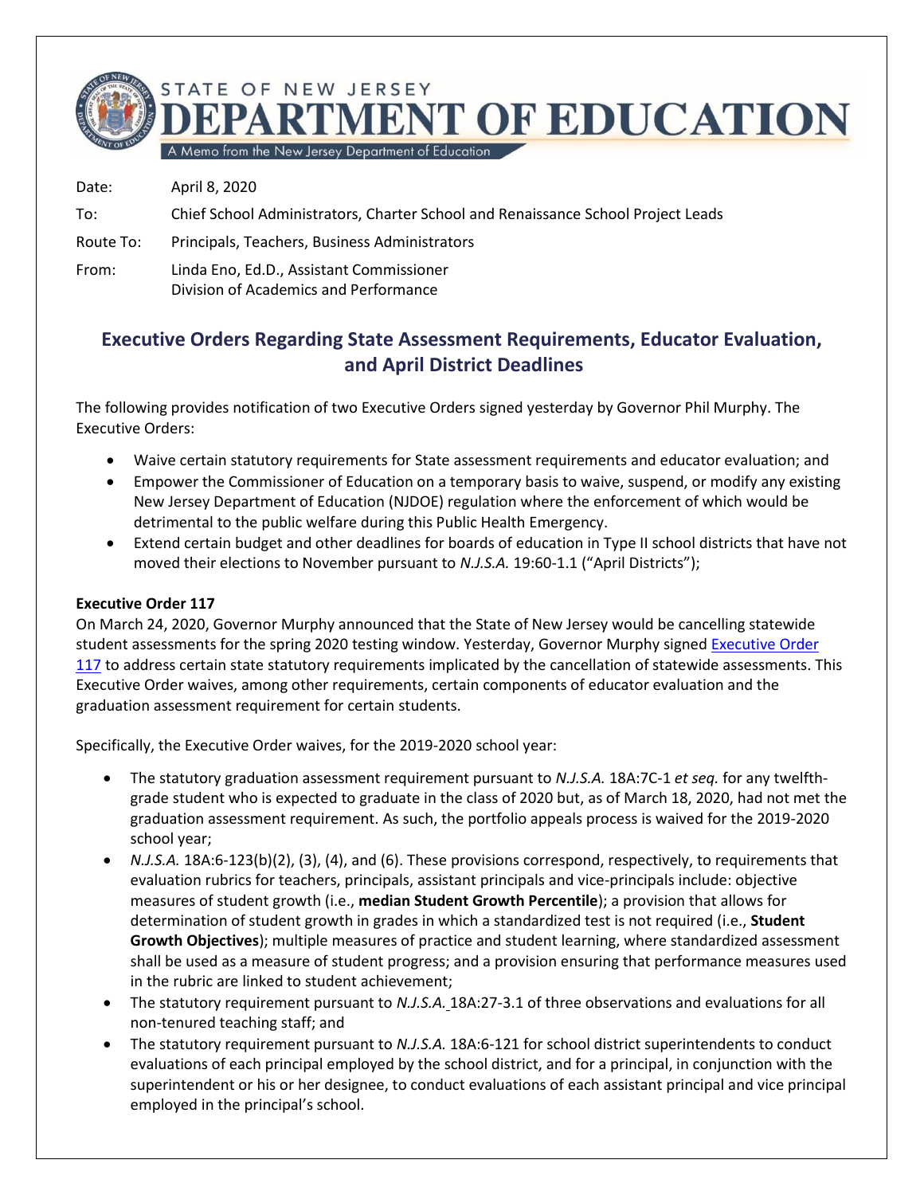# STATE OF NEW JERSEY DEPARTMENT OF EDUCATION

A Memo from the New Jersey Department of Education

Date: April 8, 2020

To: Chief School Administrators, Charter School and Renaissance School Project Leads

Route To: Principals, Teachers, Business Administrators

From: Linda Eno, Ed.D., Assistant Commissioner
Division of Academics and Performance

## Executive Orders Regarding State Assessment Requirements, Educator Evaluation, and April District Deadlines

The following provides notification of two Executive Orders signed yesterday by Governor Phil Murphy. The Executive Orders:

- Waive certain statutory requirements for State assessment requirements and educator evaluation; and
- Empower the Commissioner of Education on a temporary basis to waive, suspend, or modify any existing New Jersey Department of Education (NJDOE) regulation where the enforcement of which would be detrimental to the public welfare during this Public Health Emergency.
- Extend certain budget and other deadlines for boards of education in Type II school districts that have not moved their elections to November pursuant to *N.J.S.A.* 19:60-1.1 ("April Districts");

**Executive Order 117**

On March 24, 2020, Governor Murphy announced that the State of New Jersey would be cancelling statewide student assessments for the spring 2020 testing window. Yesterday, Governor Murphy signed Executive Order 117 to address certain state statutory requirements implicated by the cancellation of statewide assessments. This Executive Order waives, among other requirements, certain components of educator evaluation and the graduation assessment requirement for certain students.

Specifically, the Executive Order waives, for the 2019-2020 school year:

- The statutory graduation assessment requirement pursuant to *N.J.S.A.* 18A:7C-1 *et seq.* for any twelfth-grade student who is expected to graduate in the class of 2020 but, as of March 18, 2020, had not met the graduation assessment requirement. As such, the portfolio appeals process is waived for the 2019-2020 school year;
- *N.J.S.A.* 18A:6-123(b)(2), (3), (4), and (6). These provisions correspond, respectively, to requirements that evaluation rubrics for teachers, principals, assistant principals and vice-principals include: objective measures of student growth (i.e., **median Student Growth Percentile**); a provision that allows for determination of student growth in grades in which a standardized test is not required (i.e., **Student Growth Objectives**); multiple measures of practice and student learning, where standardized assessment shall be used as a measure of student progress; and a provision ensuring that performance measures used in the rubric are linked to student achievement;
- The statutory requirement pursuant to *N.J.S.A.* 18A:27-3.1 of three observations and evaluations for all non-tenured teaching staff; and
- The statutory requirement pursuant to *N.J.S.A.* 18A:6-121 for school district superintendents to conduct evaluations of each principal employed by the school district, and for a principal, in conjunction with the superintendent or his or her designee, to conduct evaluations of each assistant principal and vice principal employed in the principal's school.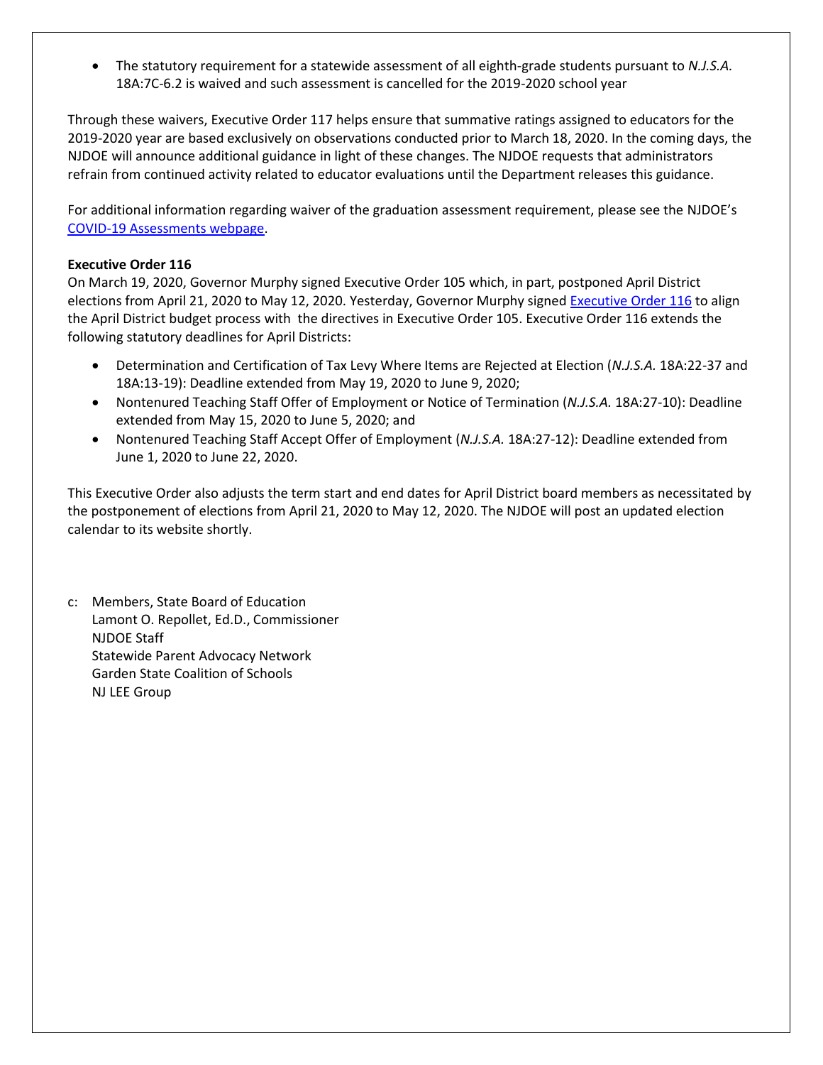- The statutory requirement for a statewide assessment of all eighth-grade students pursuant to *N.J.S.A.* 18A:7C-6.2 is waived and such assessment is cancelled for the 2019-2020 school year

Through these waivers, Executive Order 117 helps ensure that summative ratings assigned to educators for the 2019-2020 year are based exclusively on observations conducted prior to March 18, 2020. In the coming days, the NJDOE will announce additional guidance in light of these changes. The NJDOE requests that administrators refrain from continued activity related to educator evaluations until the Department releases this guidance.

For additional information regarding waiver of the graduation assessment requirement, please see the NJDOE's COVID-19 Assessments webpage.

**Executive Order 116**

On March 19, 2020, Governor Murphy signed Executive Order 105 which, in part, postponed April District elections from April 21, 2020 to May 12, 2020. Yesterday, Governor Murphy signed Executive Order 116 to align the April District budget process with the directives in Executive Order 105. Executive Order 116 extends the following statutory deadlines for April Districts:

- Determination and Certification of Tax Levy Where Items are Rejected at Election (*N.J.S.A.* 18A:22-37 and 18A:13-19): Deadline extended from May 19, 2020 to June 9, 2020;
- Nontenured Teaching Staff Offer of Employment or Notice of Termination (*N.J.S.A.* 18A:27-10): Deadline extended from May 15, 2020 to June 5, 2020; and
- Nontenured Teaching Staff Accept Offer of Employment (*N.J.S.A.* 18A:27-12): Deadline extended from June 1, 2020 to June 22, 2020.

This Executive Order also adjusts the term start and end dates for April District board members as necessitated by the postponement of elections from April 21, 2020 to May 12, 2020. The NJDOE will post an updated election calendar to its website shortly.

c: Members, State Board of Education
Lamont O. Repollet, Ed.D., Commissioner
NJDOE Staff
Statewide Parent Advocacy Network
Garden State Coalition of Schools
NJ LEE Group